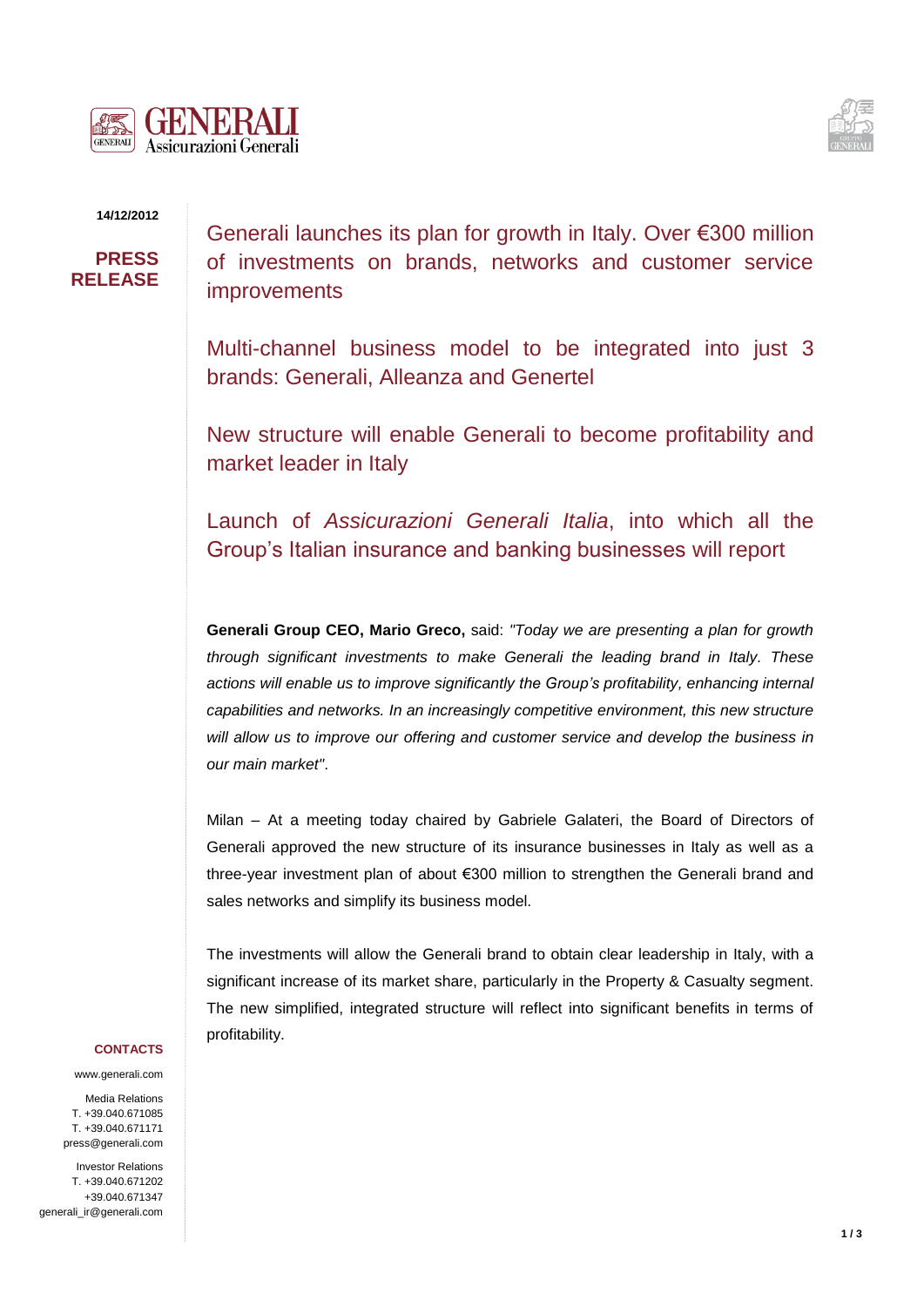14/12/2012

**PRESS RELEASE**

## Generali launches its plan for growth in Italy. Over €300 million of investments on brands, networks and customer service improvements

## Multi-channel business model to be integrated into just 3 brands: Generali, Alleanza and Genertel

## New structure will enable Generali to become profitability and market leader in Italy

## Launch of *Assicurazioni Generali Italia*, into which all the Group's Italian insurance and banking businesses will report

**Generali Group CEO, Mario Greco,** said: *"Today we are presenting a plan for growth through significant investments to make Generali the leading brand in Italy. These actions will enable us to improve significantly the Group's profitability, enhancing internal capabilities and networks. In an increasingly competitive environment, this new structure will allow us to improve our offering and customer service and develop the business in our main market"*.

Milan – At a meeting today chaired by Gabriele Galateri, the Board of Directors of Generali approved the new structure of its insurance businesses in Italy as well as a three-year investment plan of about €300 million to strengthen the Generali brand and sales networks and simplify its business model.

The investments will allow the Generali brand to obtain clear leadership in Italy, with a significant increase of its market share, particularly in the Property & Casualty segment. The new simplified, integrated structure will reflect into significant benefits in terms of profitability.

**CONTACTS**

www.generali.com

Media Relations
T. +39.040.671085
T. +39.040.671171
press@generali.com

Investor Relations
T. +39.040.671202
+39.040.671347
generali_ir@generali.com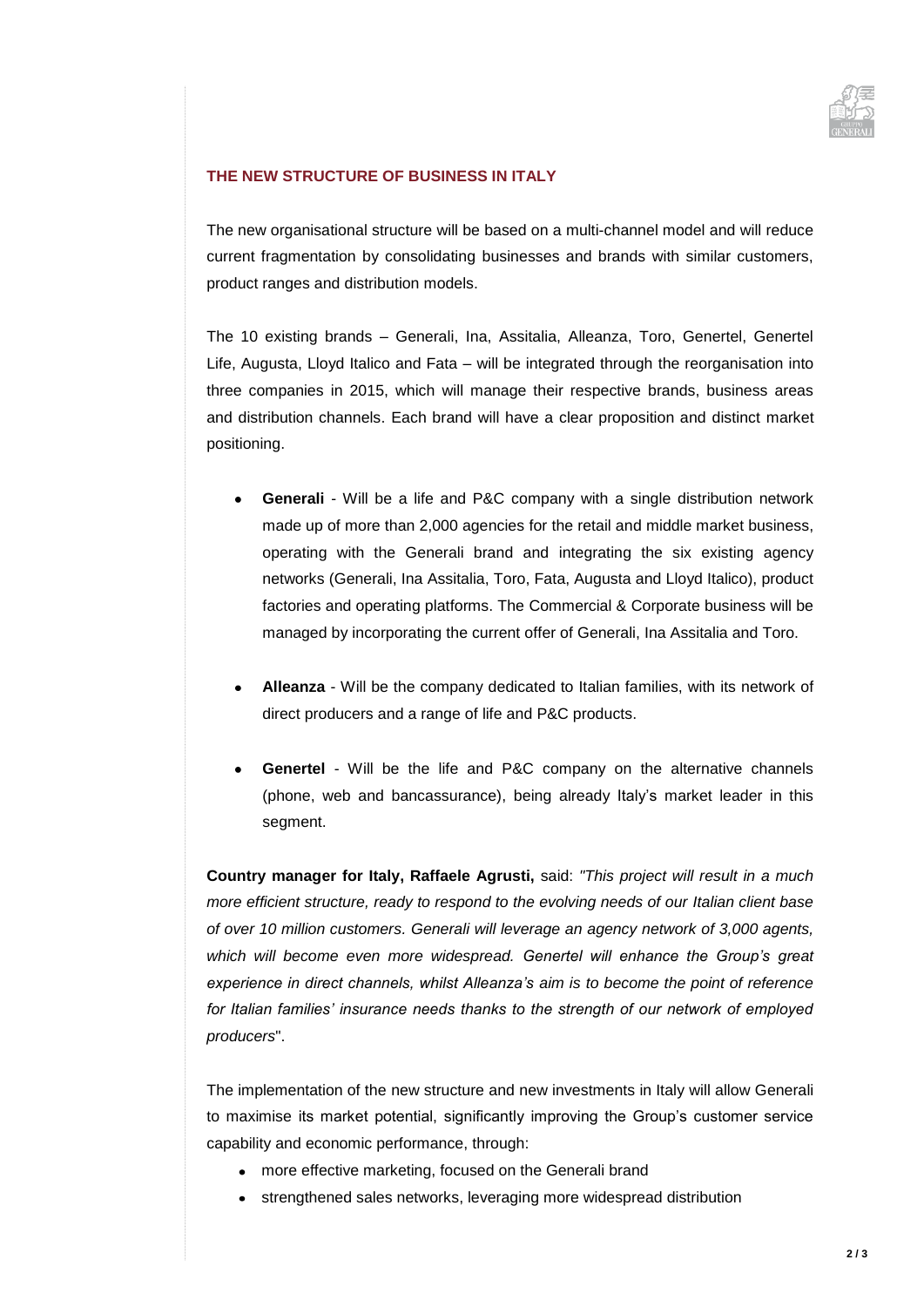## THE NEW STRUCTURE OF BUSINESS IN ITALY

The new organisational structure will be based on a multi-channel model and will reduce current fragmentation by consolidating businesses and brands with similar customers, product ranges and distribution models.

The 10 existing brands – Generali, Ina, Assitalia, Alleanza, Toro, Genertel, Genertel Life, Augusta, Lloyd Italico and Fata – will be integrated through the reorganisation into three companies in 2015, which will manage their respective brands, business areas and distribution channels. Each brand will have a clear proposition and distinct market positioning.

- **Generali** - Will be a life and P&C company with a single distribution network made up of more than 2,000 agencies for the retail and middle market business, operating with the Generali brand and integrating the six existing agency networks (Generali, Ina Assitalia, Toro, Fata, Augusta and Lloyd Italico), product factories and operating platforms. The Commercial & Corporate business will be managed by incorporating the current offer of Generali, Ina Assitalia and Toro.

- **Alleanza** - Will be the company dedicated to Italian families, with its network of direct producers and a range of life and P&C products.

- **Genertel** - Will be the life and P&C company on the alternative channels (phone, web and bancassurance), being already Italy's market leader in this segment.

**Country manager for Italy, Raffaele Agrusti,** said: *"This project will result in a much more efficient structure, ready to respond to the evolving needs of our Italian client base of over 10 million customers. Generali will leverage an agency network of 3,000 agents, which will become even more widespread. Genertel will enhance the Group's great experience in direct channels, whilst Alleanza's aim is to become the point of reference for Italian families' insurance needs thanks to the strength of our network of employed producers*".

The implementation of the new structure and new investments in Italy will allow Generali to maximise its market potential, significantly improving the Group's customer service capability and economic performance, through:

- more effective marketing, focused on the Generali brand
- strengthened sales networks, leveraging more widespread distribution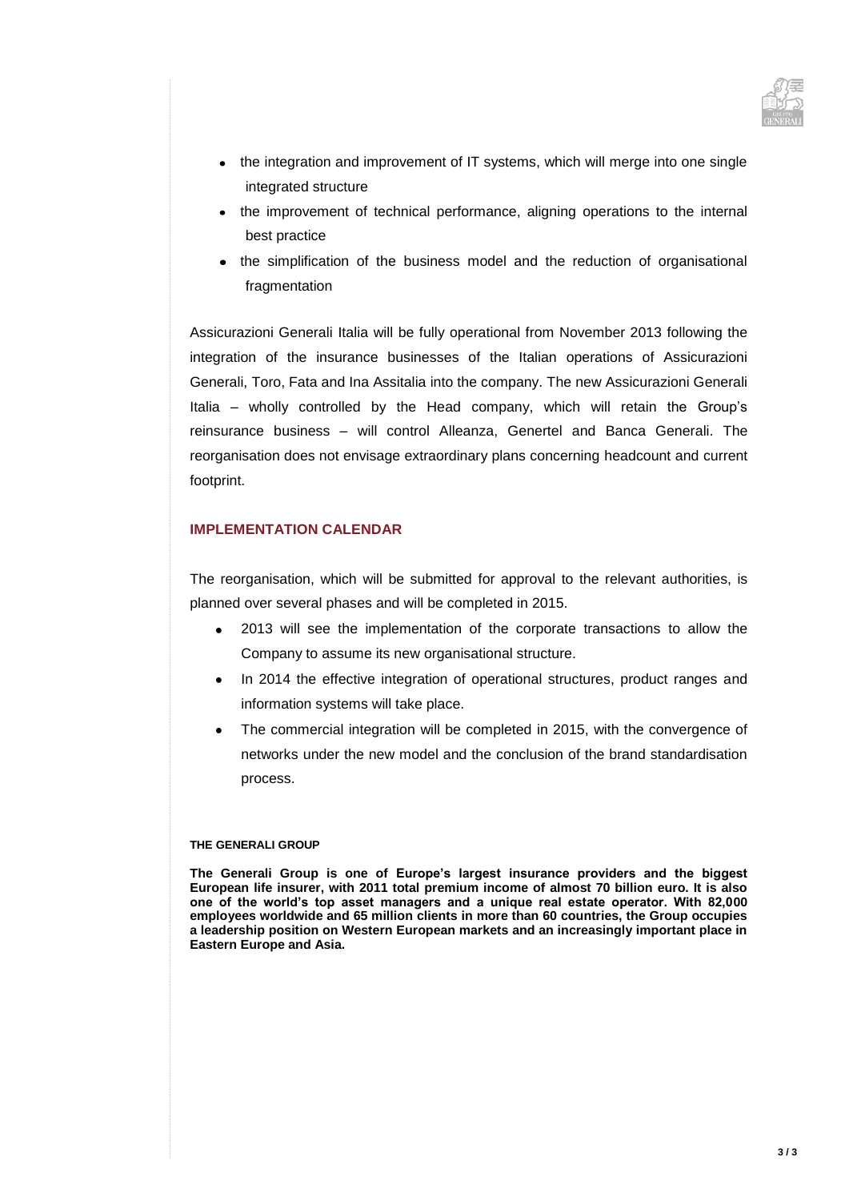- the integration and improvement of IT systems, which will merge into one single integrated structure
- the improvement of technical performance, aligning operations to the internal best practice
- the simplification of the business model and the reduction of organisational fragmentation

Assicurazioni Generali Italia will be fully operational from November 2013 following the integration of the insurance businesses of the Italian operations of Assicurazioni Generali, Toro, Fata and Ina Assitalia into the company. The new Assicurazioni Generali Italia – wholly controlled by the Head company, which will retain the Group's reinsurance business – will control Alleanza, Genertel and Banca Generali. The reorganisation does not envisage extraordinary plans concerning headcount and current footprint.

## IMPLEMENTATION CALENDAR

The reorganisation, which will be submitted for approval to the relevant authorities, is planned over several phases and will be completed in 2015.

- 2013 will see the implementation of the corporate transactions to allow the Company to assume its new organisational structure.
- In 2014 the effective integration of operational structures, product ranges and information systems will take place.
- The commercial integration will be completed in 2015, with the convergence of networks under the new model and the conclusion of the brand standardisation process.

**THE GENERALI GROUP**

**The Generali Group is one of Europe's largest insurance providers and the biggest European life insurer, with 2011 total premium income of almost 70 billion euro. It is also one of the world's top asset managers and a unique real estate operator. With 82,000 employees worldwide and 65 million clients in more than 60 countries, the Group occupies a leadership position on Western European markets and an increasingly important place in Eastern Europe and Asia.**